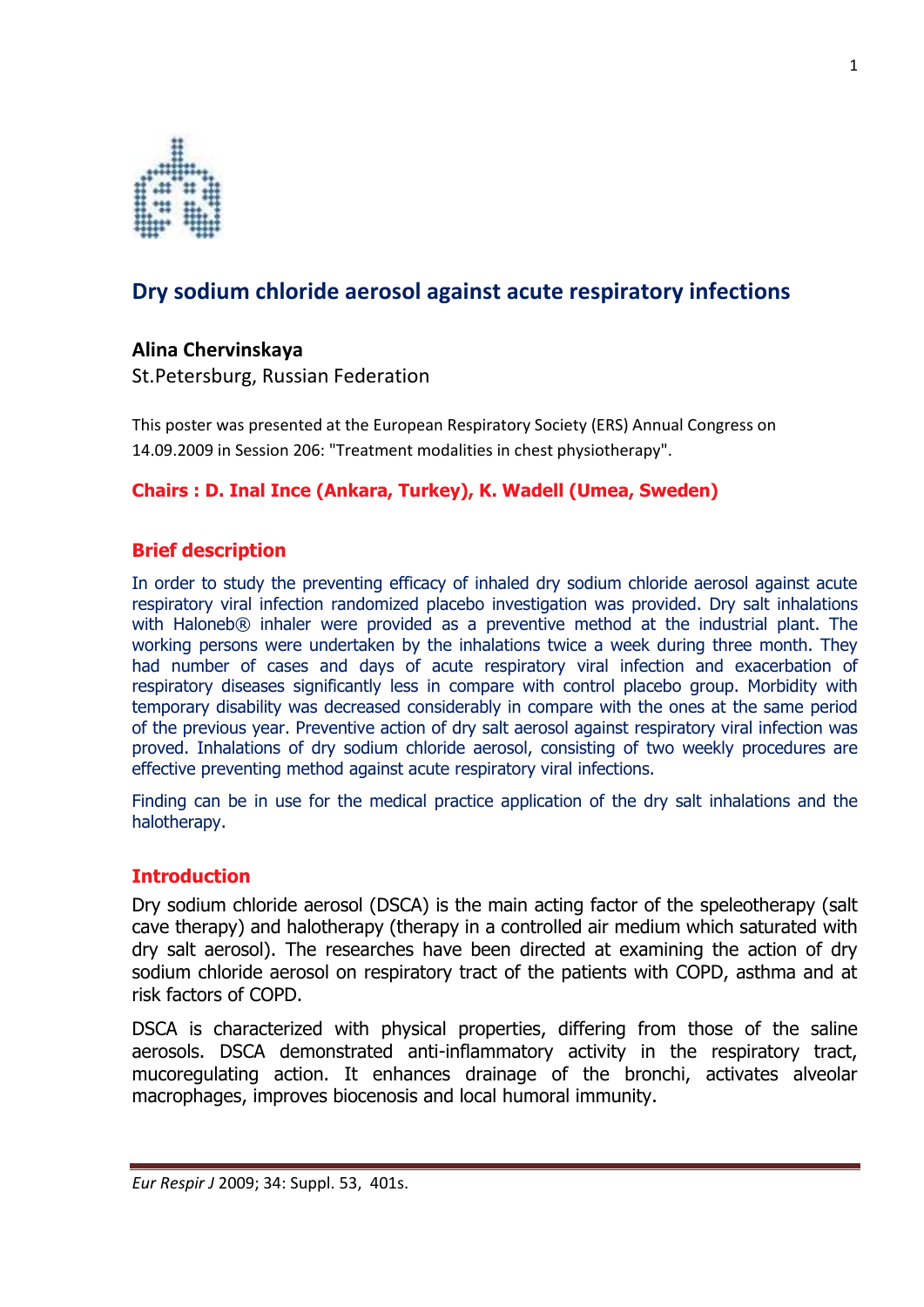# Dry sodium chloride aerosol against acute respiratory infections

**Alina Chervinskaya**

St.Petersburg, Russian Federation

This poster was presented at the European Respiratory Society (ERS) Annual Congress on 14.09.2009 in Session 206: "Treatment modalities in chest physiotherapy".

**Chairs : D. Inal Ince (Ankara, Turkey), K. Wadell (Umea, Sweden)**

## Brief description

In order to study the preventing efficacy of inhaled dry sodium chloride aerosol against acute respiratory viral infection randomized placebo investigation was provided. Dry salt inhalations with Haloneb® inhaler were provided as a preventive method at the industrial plant. The working persons were undertaken by the inhalations twice a week during three month. They had number of cases and days of acute respiratory viral infection and exacerbation of respiratory diseases significantly less in compare with control placebo group. Morbidity with temporary disability was decreased considerably in compare with the ones at the same period of the previous year. Preventive action of dry salt aerosol against respiratory viral infection was proved. Inhalations of dry sodium chloride aerosol, consisting of two weekly procedures are effective preventing method against acute respiratory viral infections.

Finding can be in use for the medical practice application of the dry salt inhalations and the halotherapy.

## Introduction

Dry sodium chloride aerosol (DSCA) is the main acting factor of the speleotherapy (salt cave therapy) and halotherapy (therapy in a controlled air medium which saturated with dry salt aerosol). The researches have been directed at examining the action of dry sodium chloride aerosol on respiratory tract of the patients with COPD, asthma and at risk factors of COPD.

DSCA is characterized with physical properties, differing from those of the saline aerosols. DSCA demonstrated anti-inflammatory activity in the respiratory tract, mucoregulating action. It enhances drainage of the bronchi, activates alveolar macrophages, improves biocenosis and local humoral immunity.

*Eur Respir J* 2009; 34: Suppl. 53, 401s.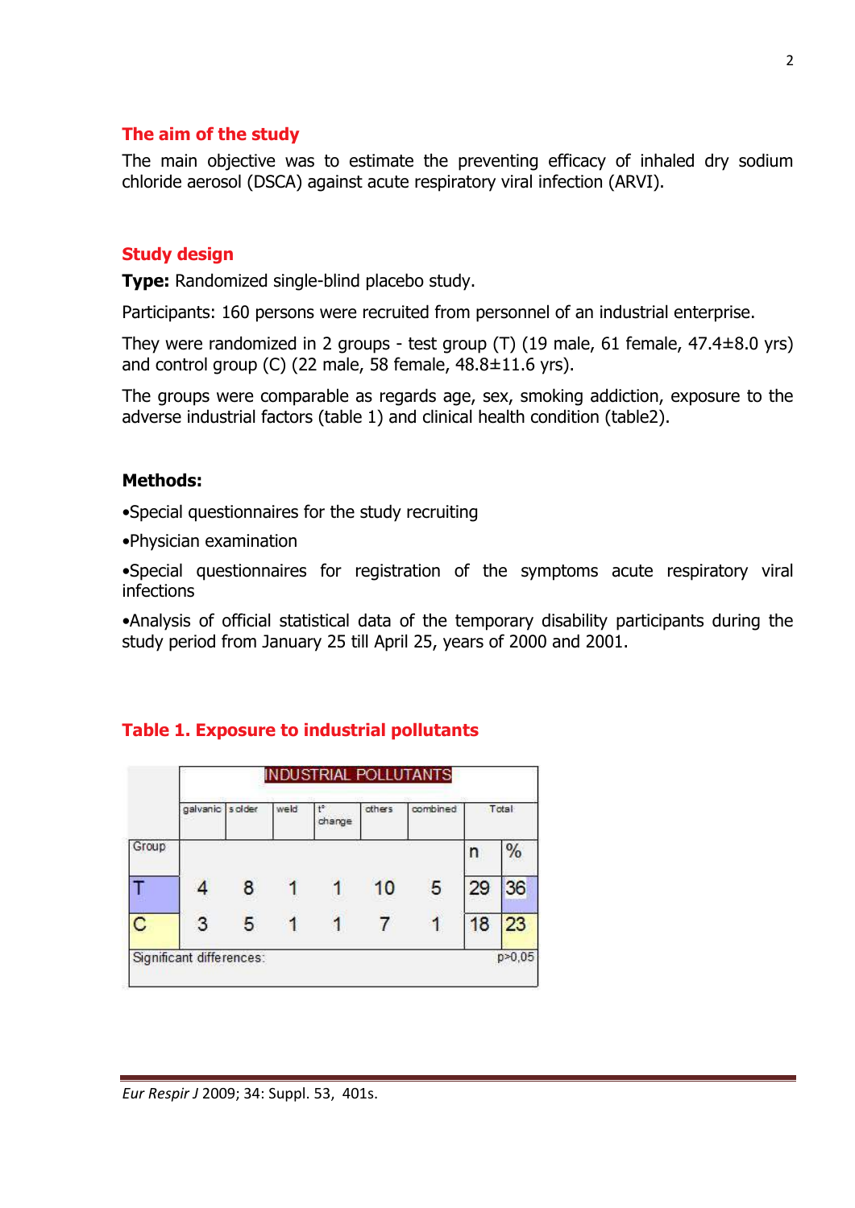## The aim of the study

The main objective was to estimate the preventing efficacy of inhaled dry sodium chloride aerosol (DSCA) against acute respiratory viral infection (ARVI).

## Study design

**Type:** Randomized single-blind placebo study.

Participants: 160 persons were recruited from personnel of an industrial enterprise.

They were randomized in 2 groups - test group (T) (19 male, 61 female, 47.4±8.0 yrs) and control group (C) (22 male, 58 female, 48.8±11.6 yrs).

The groups were comparable as regards age, sex, smoking addiction, exposure to the adverse industrial factors (table 1) and clinical health condition (table2).

**Methods:**

•Special questionnaires for the study recruiting

•Physician examination

•Special questionnaires for registration of the symptoms acute respiratory viral infections

•Analysis of official statistical data of the temporary disability participants during the study period from January 25 till April 25, years of 2000 and 2001.

## Table 1. Exposure to industrial pollutants

| | INDUSTRIAL POLLUTANTS | | | | | | | |
|---|---|---|---|---|---|---|---|---|
| | galvanic | solder | weld | t° change | others | combined | Total | |
| Group | | | | | | | n | % |
| T | 4 | 8 | 1 | 1 | 10 | 5 | 29 | 36 |
| C | 3 | 5 | 1 | 1 | 7 | 1 | 18 | 23 |
| Significant differences: | | | | | | | | p>0,05 |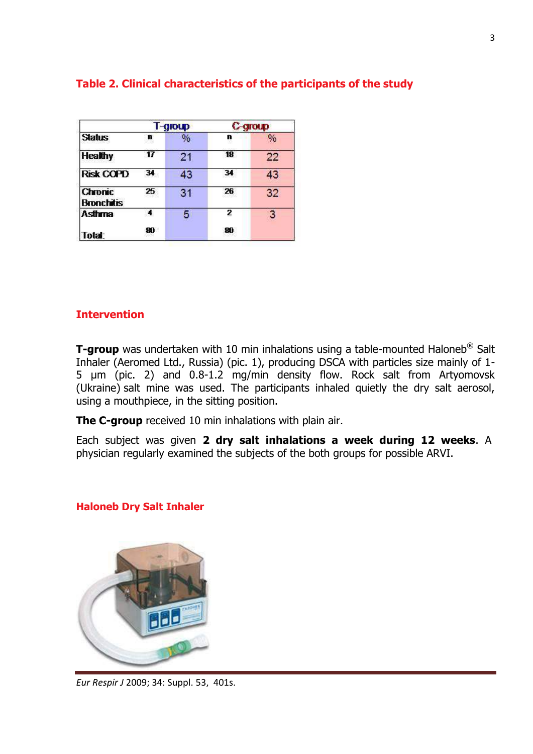## Table 2. Clinical characteristics of the participants of the study

| | T-group | | C-group | |
|---|---|---|---|---|
| Status | n | % | n | % |
| Healthy | 17 | 21 | 18 | 22 |
| Risk COPD | 34 | 43 | 34 | 43 |
| Chronic Bronchitis | 25 | 31 | 26 | 32 |
| Asthma | 4 | 5 | 2 | 3 |
| Total: | 80 | | 80 | |

## Intervention

**T-group** was undertaken with 10 min inhalations using a table-mounted Haloneb® Salt Inhaler (Aeromed Ltd., Russia) (pic. 1), producing DSCA with particles size mainly of 1-5 μm (pic. 2) and 0.8-1.2 mg/min density flow. Rock salt from Artyomovsk (Ukraine) salt mine was used. The participants inhaled quietly the dry salt aerosol, using a mouthpiece, in the sitting position.

**The C-group** received 10 min inhalations with plain air.

Each subject was given **2 dry salt inhalations a week during 12 weeks**. A physician regularly examined the subjects of the both groups for possible ARVI.

## Haloneb Dry Salt Inhaler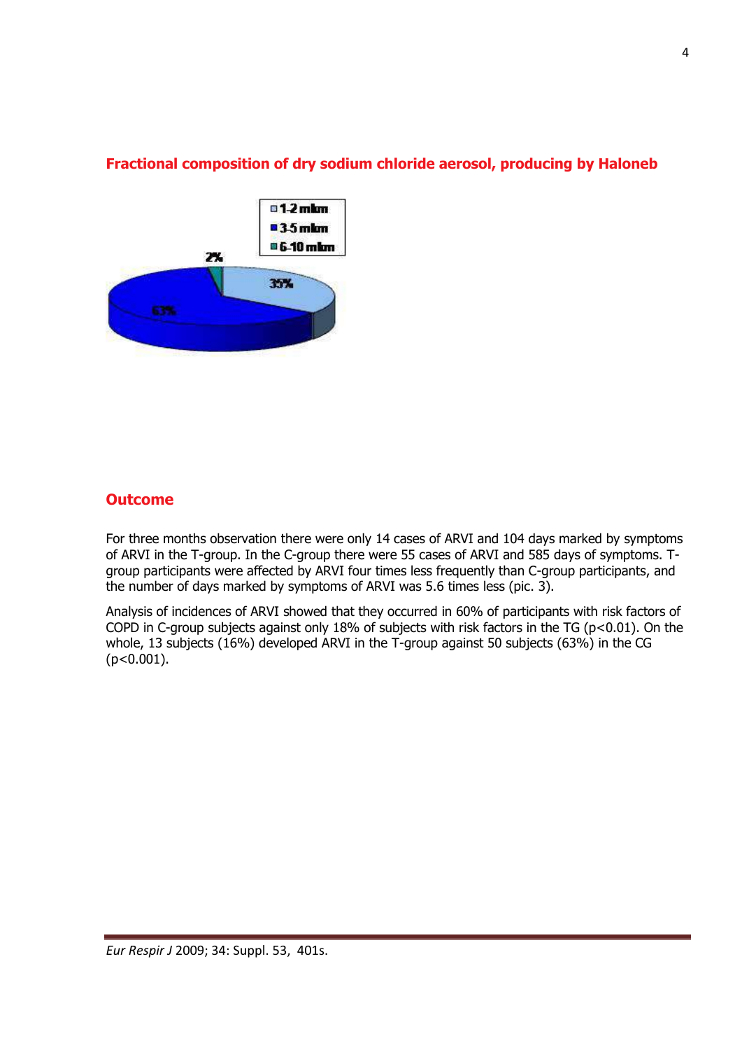## Fractional composition of dry sodium chloride aerosol, producing by Haloneb

1-2 mkm
3-5 mkm
6-10 mkm

2%
35%
63%

## Outcome

For three months observation there were only 14 cases of ARVI and 104 days marked by symptoms of ARVI in the T-group. In the C-group there were 55 cases of ARVI and 585 days of symptoms. T-group participants were affected by ARVI four times less frequently than C-group participants, and the number of days marked by symptoms of ARVI was 5.6 times less (pic. 3).

Analysis of incidences of ARVI showed that they occurred in 60% of participants with risk factors of COPD in C-group subjects against only 18% of subjects with risk factors in the TG ($p<0.01$). On the whole, 13 subjects (16%) developed ARVI in the T-group against 50 subjects (63%) in the CG ($p<0.001$).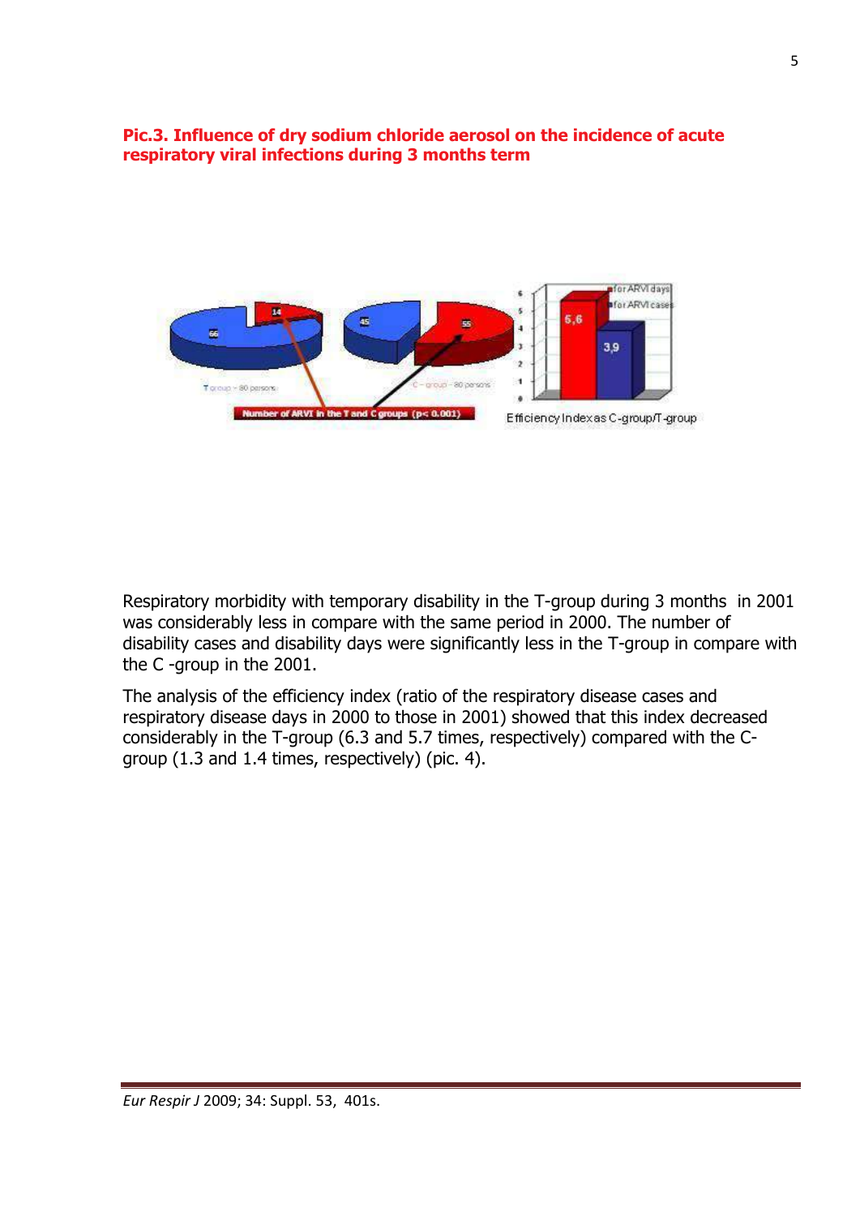**Pic.3. Influence of dry sodium chloride aerosol on the incidence of acute respiratory viral infections during 3 months term**

Respiratory morbidity with temporary disability in the T-group during 3 months in 2001 was considerably less in compare with the same period in 2000. The number of disability cases and disability days were significantly less in the T-group in compare with the C -group in the 2001.

The analysis of the efficiency index (ratio of the respiratory disease cases and respiratory disease days in 2000 to those in 2001) showed that this index decreased considerably in the T-group (6.3 and 5.7 times, respectively) compared with the C-group (1.3 and 1.4 times, respectively) (pic. 4).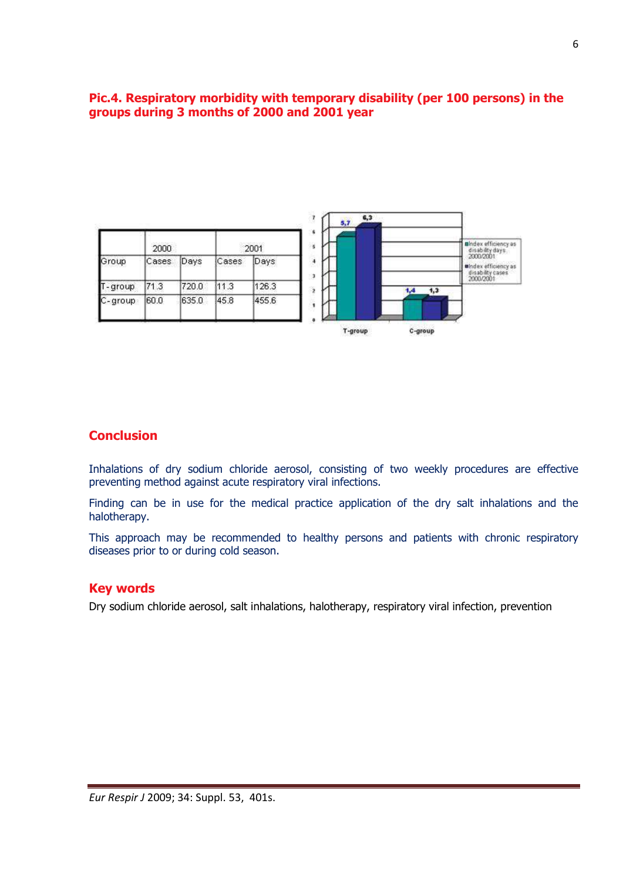**Pic.4. Respiratory morbidity with temporary disability (per 100 persons) in the groups during 3 months of 2000 and 2001 year**

| | 2000 | | 2001 | |
|---|---|---|---|---|
| Group | Cases | Days | Cases | Days |
| T-group | 71.3 | 720.0 | 11.3 | 126.3 |
| C-group | 60.0 | 635.0 | 45.8 | 455.6 |

7
6
5
4
3
2
1
0

5,7
6,3
1,4
1,3

T-group
C-group

Index efficiency as disability days 2000/2001
Index efficiency as disability cases 2000/2001

## Conclusion

Inhalations of dry sodium chloride aerosol, consisting of two weekly procedures are effective preventing method against acute respiratory viral infections.

Finding can be in use for the medical practice application of the dry salt inhalations and the halotherapy.

This approach may be recommended to healthy persons and patients with chronic respiratory diseases prior to or during cold season.

## Key words

Dry sodium chloride aerosol, salt inhalations, halotherapy, respiratory viral infection, prevention

*Eur Respir J* 2009; 34: Suppl. 53, 401s.